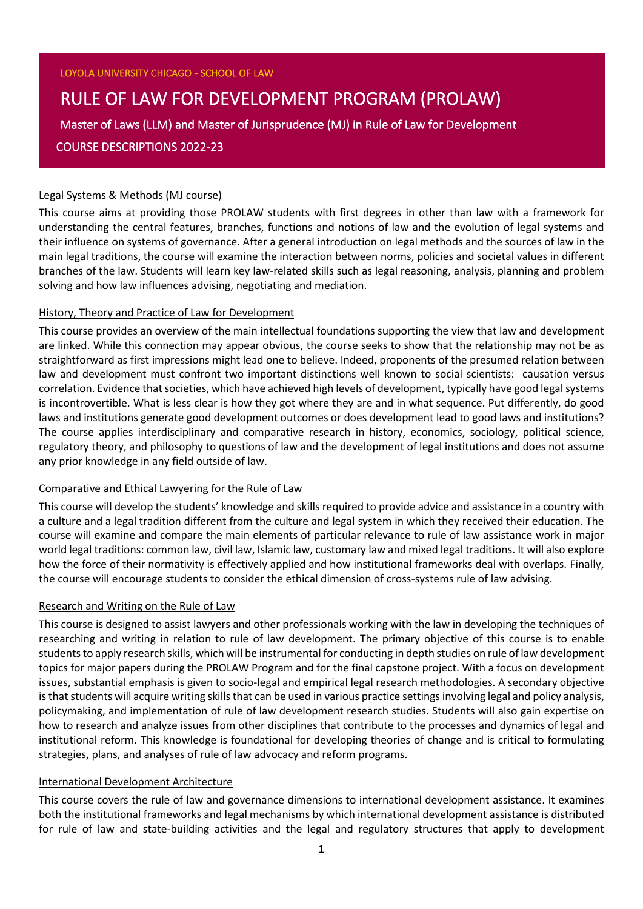LOYOLA UNIVERSITY CHICAGO - SCHOOL OF LAW

# RULE OF LAW FOR DEVELOPMENT PROGRAM (PROLAW)

## Master of Laws (LLM) and Master of Jurisprudence (MJ) in Rule of Law for Development

## COURSE DESCRIPTIONS 2022-23

### Legal Systems & Methods (MJ course)

This course aims at providing those PROLAW students with first degrees in other than law with a framework for understanding the central features, branches, functions and notions of law and the evolution of legal systems and their influence on systems of governance. After a general introduction on legal methods and the sources of law in the main legal traditions, the course will examine the interaction between norms, policies and societal values in different branches of the law. Students will learn key law-related skills such as legal reasoning, analysis, planning and problem solving and how law influences advising, negotiating and mediation.

### History, Theory and Practice of Law for Development

This course provides an overview of the main intellectual foundations supporting the view that law and development are linked. While this connection may appear obvious, the course seeks to show that the relationship may not be as straightforward as first impressions might lead one to believe. Indeed, proponents of the presumed relation between law and development must confront two important distinctions well known to social scientists: causation versus correlation. Evidence that societies, which have achieved high levels of development, typically have good legal systems is incontrovertible. What is less clear is how they got where they are and in what sequence. Put differently, do good laws and institutions generate good development outcomes or does development lead to good laws and institutions? The course applies interdisciplinary and comparative research in history, economics, sociology, political science, regulatory theory, and philosophy to questions of law and the development of legal institutions and does not assume any prior knowledge in any field outside of law.

### Comparative and Ethical Lawyering for the Rule of Law

This course will develop the students' knowledge and skills required to provide advice and assistance in a country with a culture and a legal tradition different from the culture and legal system in which they received their education. The course will examine and compare the main elements of particular relevance to rule of law assistance work in major world legal traditions: common law, civil law, Islamic law, customary law and mixed legal traditions. It will also explore how the force of their normativity is effectively applied and how institutional frameworks deal with overlaps. Finally, the course will encourage students to consider the ethical dimension of cross-systems rule of law advising.

### Research and Writing on the Rule of Law

This course is designed to assist lawyers and other professionals working with the law in developing the techniques of researching and writing in relation to rule of law development. The primary objective of this course is to enable students to apply research skills, which will be instrumental for conducting in depth studies on rule of law development topics for major papers during the PROLAW Program and for the final capstone project. With a focus on development issues, substantial emphasis is given to socio-legal and empirical legal research methodologies. A secondary objective is that students will acquire writing skills that can be used in various practice settings involving legal and policy analysis, policymaking, and implementation of rule of law development research studies. Students will also gain expertise on how to research and analyze issues from other disciplines that contribute to the processes and dynamics of legal and institutional reform. This knowledge is foundational for developing theories of change and is critical to formulating strategies, plans, and analyses of rule of law advocacy and reform programs.

### International Development Architecture

This course covers the rule of law and governance dimensions to international development assistance. It examines both the institutional frameworks and legal mechanisms by which international development assistance is distributed for rule of law and state-building activities and the legal and regulatory structures that apply to development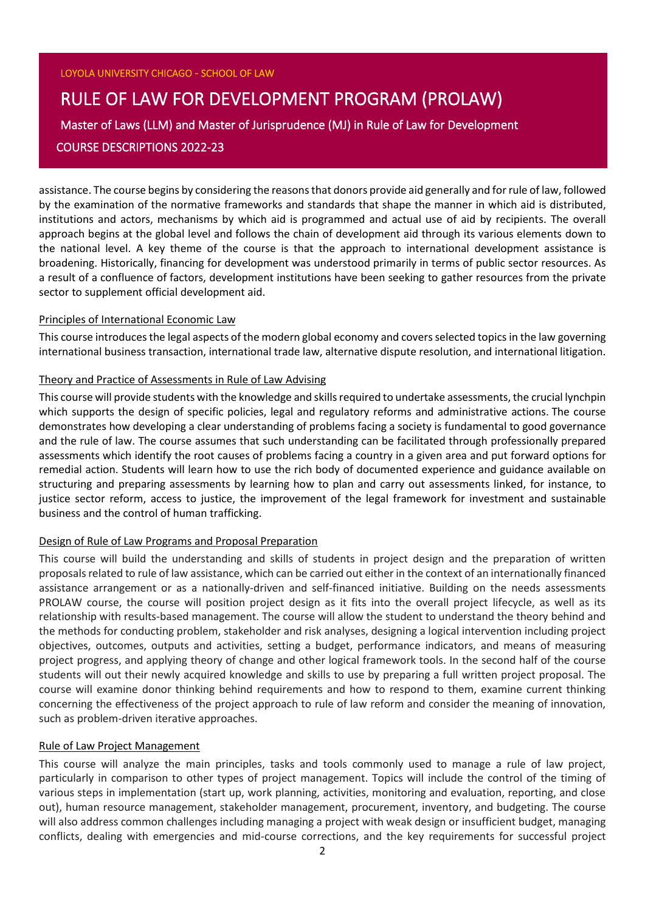assistance. The course begins by considering the reasons that donors provide aid generally and for rule of law, followed by the examination of the normative frameworks and standards that shape the manner in which aid is distributed, institutions and actors, mechanisms by which aid is programmed and actual use of aid by recipients. The overall approach begins at the global level and follows the chain of development aid through its various elements down to the national level. A key theme of the course is that the approach to international development assistance is broadening. Historically, financing for development was understood primarily in terms of public sector resources. As a result of a confluence of factors, development institutions have been seeking to gather resources from the private sector to supplement official development aid.

### Principles of International Economic Law

This course introduces the legal aspects of the modern global economy and covers selected topics in the law governing international business transaction, international trade law, alternative dispute resolution, and international litigation.

### Theory and Practice of Assessments in Rule of Law Advising

This course will provide students with the knowledge and skills required to undertake assessments, the crucial lynchpin which supports the design of specific policies, legal and regulatory reforms and administrative actions. The course demonstrates how developing a clear understanding of problems facing a society is fundamental to good governance and the rule of law. The course assumes that such understanding can be facilitated through professionally prepared assessments which identify the root causes of problems facing a country in a given area and put forward options for remedial action. Students will learn how to use the rich body of documented experience and guidance available on structuring and preparing assessments by learning how to plan and carry out assessments linked, for instance, to justice sector reform, access to justice, the improvement of the legal framework for investment and sustainable business and the control of human trafficking.

### Design of Rule of Law Programs and Proposal Preparation

This course will build the understanding and skills of students in project design and the preparation of written proposals related to rule of law assistance, which can be carried out either in the context of an internationally financed assistance arrangement or as a nationally-driven and self-financed initiative. Building on the needs assessments PROLAW course, the course will position project design as it fits into the overall project lifecycle, as well as its relationship with results-based management. The course will allow the student to understand the theory behind and the methods for conducting problem, stakeholder and risk analyses, designing a logical intervention including project objectives, outcomes, outputs and activities, setting a budget, performance indicators, and means of measuring project progress, and applying theory of change and other logical framework tools. In the second half of the course students will out their newly acquired knowledge and skills to use by preparing a full written project proposal. The course will examine donor thinking behind requirements and how to respond to them, examine current thinking concerning the effectiveness of the project approach to rule of law reform and consider the meaning of innovation, such as problem-driven iterative approaches.

### Rule of Law Project Management

This course will analyze the main principles, tasks and tools commonly used to manage a rule of law project, particularly in comparison to other types of project management. Topics will include the control of the timing of various steps in implementation (start up, work planning, activities, monitoring and evaluation, reporting, and close out), human resource management, stakeholder management, procurement, inventory, and budgeting. The course will also address common challenges including managing a project with weak design or insufficient budget, managing conflicts, dealing with emergencies and mid-course corrections, and the key requirements for successful project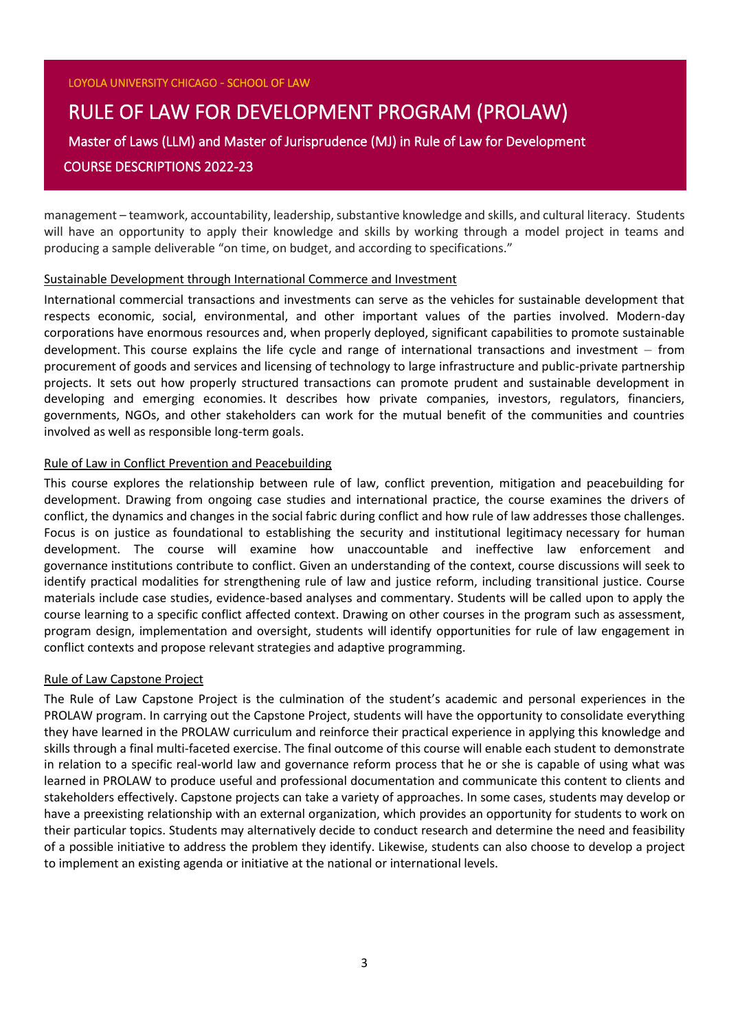management – teamwork, accountability, leadership, substantive knowledge and skills, and cultural literacy. Students will have an opportunity to apply their knowledge and skills by working through a model project in teams and producing a sample deliverable "on time, on budget, and according to specifications."

### Sustainable Development through International Commerce and Investment

International commercial transactions and investments can serve as the vehicles for sustainable development that respects economic, social, environmental, and other important values of the parties involved. Modern-day corporations have enormous resources and, when properly deployed, significant capabilities to promote sustainable development. This course explains the life cycle and range of international transactions and investment – from procurement of goods and services and licensing of technology to large infrastructure and public-private partnership projects. It sets out how properly structured transactions can promote prudent and sustainable development in developing and emerging economies. It describes how private companies, investors, regulators, financiers, governments, NGOs, and other stakeholders can work for the mutual benefit of the communities and countries involved as well as responsible long-term goals.

### Rule of Law in Conflict Prevention and Peacebuilding

This course explores the relationship between rule of law, conflict prevention, mitigation and peacebuilding for development. Drawing from ongoing case studies and international practice, the course examines the drivers of conflict, the dynamics and changes in the social fabric during conflict and how rule of law addresses those challenges. Focus is on justice as foundational to establishing the security and institutional legitimacy necessary for human development. The course will examine how unaccountable and ineffective law enforcement and governance institutions contribute to conflict. Given an understanding of the context, course discussions will seek to identify practical modalities for strengthening rule of law and justice reform, including transitional justice. Course materials include case studies, evidence-based analyses and commentary. Students will be called upon to apply the course learning to a specific conflict affected context. Drawing on other courses in the program such as assessment, program design, implementation and oversight, students will identify opportunities for rule of law engagement in conflict contexts and propose relevant strategies and adaptive programming.

### Rule of Law Capstone Project

The Rule of Law Capstone Project is the culmination of the student's academic and personal experiences in the PROLAW program. In carrying out the Capstone Project, students will have the opportunity to consolidate everything they have learned in the PROLAW curriculum and reinforce their practical experience in applying this knowledge and skills through a final multi-faceted exercise. The final outcome of this course will enable each student to demonstrate in relation to a specific real-world law and governance reform process that he or she is capable of using what was learned in PROLAW to produce useful and professional documentation and communicate this content to clients and stakeholders effectively. Capstone projects can take a variety of approaches. In some cases, students may develop or have a preexisting relationship with an external organization, which provides an opportunity for students to work on their particular topics. Students may alternatively decide to conduct research and determine the need and feasibility of a possible initiative to address the problem they identify. Likewise, students can also choose to develop a project to implement an existing agenda or initiative at the national or international levels.